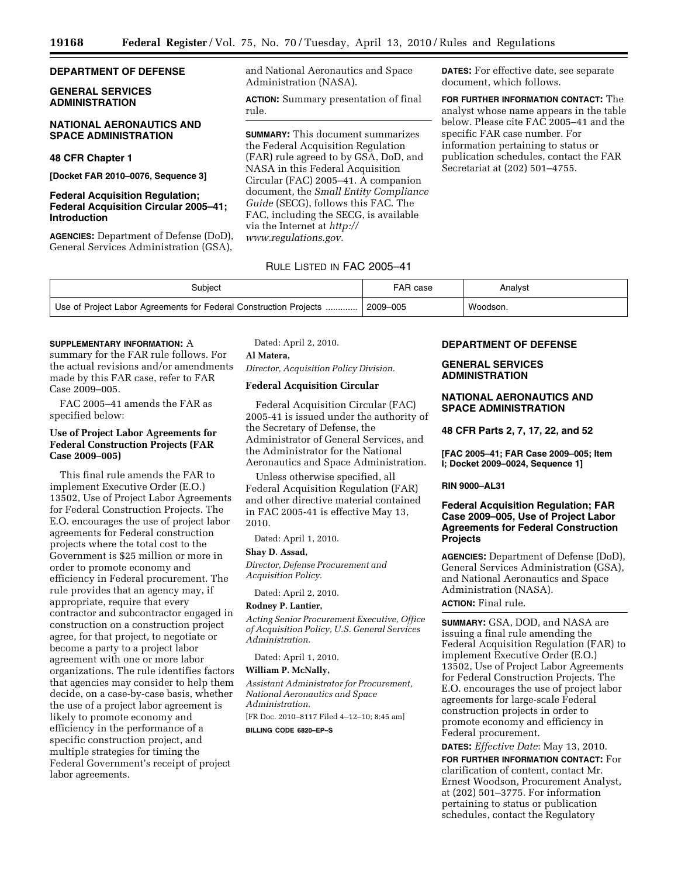**DEPARTMENT OF DEFENSE**

**GENERAL SERVICES ADMINISTRATION**

**NATIONAL AERONAUTICS AND SPACE ADMINISTRATION**

**48 CFR Chapter 1**

**[Docket FAR 2010–0076, Sequence 3]**

## Federal Acquisition Regulation; Federal Acquisition Circular 2005–41; Introduction

**AGENCIES:** Department of Defense (DoD), General Services Administration (GSA), and National Aeronautics and Space Administration (NASA).

**ACTION:** Summary presentation of final rule.

**SUMMARY:** This document summarizes the Federal Acquisition Regulation (FAR) rule agreed to by GSA, DoD, and NASA in this Federal Acquisition Circular (FAC) 2005–41. A companion document, the *Small Entity Compliance Guide* (SECG), follows this FAC. The FAC, including the SECG, is available via the Internet at *http://www.regulations.gov*.

**DATES:** For effective date, see separate document, which follows.

**FOR FURTHER INFORMATION CONTACT:** The analyst whose name appears in the table below. Please cite FAC 2005–41 and the specific FAR case number. For information pertaining to status or publication schedules, contact the FAR Secretariat at (202) 501–4755.

RULE LISTED IN FAC 2005–41

| Subject | FAR case | Analyst |
|---|---|---|
| Use of Project Labor Agreements for Federal Construction Projects ............. | 2009–005 | Woodson. |

**SUPPLEMENTARY INFORMATION:** A summary for the FAR rule follows. For the actual revisions and/or amendments made by this FAR case, refer to FAR Case 2009–005.

FAC 2005–41 amends the FAR as specified below:

### Use of Project Labor Agreements for Federal Construction Projects (FAR Case 2009–005)

This final rule amends the FAR to implement Executive Order (E.O.) 13502, Use of Project Labor Agreements for Federal Construction Projects. The E.O. encourages the use of project labor agreements for Federal construction projects where the total cost to the Government is $25 million or more in order to promote economy and efficiency in Federal procurement. The rule provides that an agency may, if appropriate, require that every contractor and subcontractor engaged in construction on a construction project agree, for that project, to negotiate or become a party to a project labor agreement with one or more labor organizations. The rule identifies factors that agencies may consider to help them decide, on a case-by-case basis, whether the use of a project labor agreement is likely to promote economy and efficiency in the performance of a specific construction project, and multiple strategies for timing the Federal Government's receipt of project labor agreements.

Dated: April 2, 2010.

**Al Matera,**

*Director, Acquisition Policy Division.*

### Federal Acquisition Circular

Federal Acquisition Circular (FAC) 2005-41 is issued under the authority of the Secretary of Defense, the Administrator of General Services, and the Administrator for the National Aeronautics and Space Administration.

Unless otherwise specified, all Federal Acquisition Regulation (FAR) and other directive material contained in FAC 2005-41 is effective May 13, 2010.

Dated: April 1, 2010.

**Shay D. Assad,**

*Director, Defense Procurement and Acquisition Policy.*

Dated: April 2, 2010.

**Rodney P. Lantier,**

*Acting Senior Procurement Executive, Office of Acquisition Policy, U.S. General Services Administration.*

Dated: April 1, 2010.

**William P. McNally,**

*Assistant Administrator for Procurement, National Aeronautics and Space Administration.*

[FR Doc. 2010–8117 Filed 4–12–10; 8:45 am]

**BILLING CODE 6820–EP–S**

**DEPARTMENT OF DEFENSE**

**GENERAL SERVICES ADMINISTRATION**

**NATIONAL AERONAUTICS AND SPACE ADMINISTRATION**

**48 CFR Parts 2, 7, 17, 22, and 52**

**[FAC 2005–41; FAR Case 2009–005; Item I; Docket 2009–0024, Sequence 1]**

**RIN 9000–AL31**

## Federal Acquisition Regulation; FAR Case 2009–005, Use of Project Labor Agreements for Federal Construction Projects

**AGENCIES:** Department of Defense (DoD), General Services Administration (GSA), and National Aeronautics and Space Administration (NASA).

**ACTION:** Final rule.

**SUMMARY:** GSA, DOD, and NASA are issuing a final rule amending the Federal Acquisition Regulation (FAR) to implement Executive Order (E.O.) 13502, Use of Project Labor Agreements for Federal Construction Projects. The E.O. encourages the use of project labor agreements for large-scale Federal construction projects in order to promote economy and efficiency in Federal procurement.

**DATES:** *Effective Date*: May 13, 2010.

**FOR FURTHER INFORMATION CONTACT:** For clarification of content, contact Mr. Ernest Woodson, Procurement Analyst, at (202) 501–3775. For information pertaining to status or publication schedules, contact the Regulatory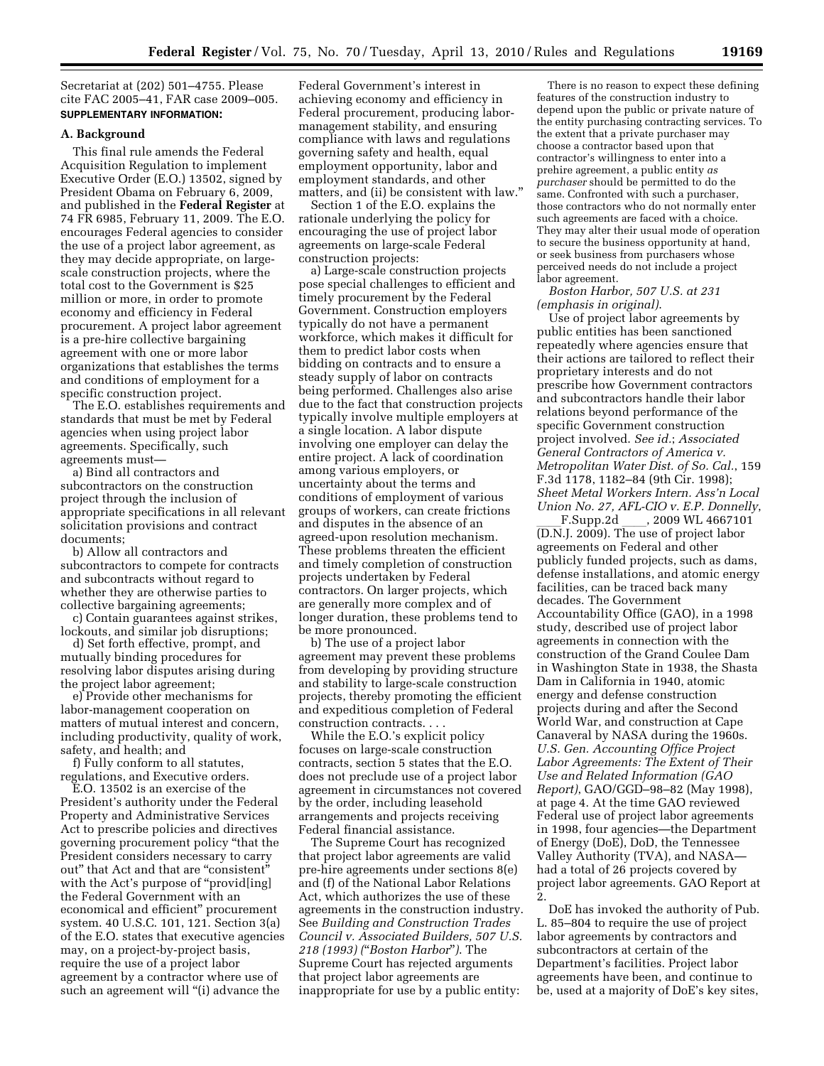Secretariat at (202) 501–4755. Please cite FAC 2005–41, FAR case 2009–005.

**SUPPLEMENTARY INFORMATION:**

## A. Background

This final rule amends the Federal Acquisition Regulation to implement Executive Order (E.O.) 13502, signed by President Obama on February 6, 2009, and published in the **Federal Register** at 74 FR 6985, February 11, 2009. The E.O. encourages Federal agencies to consider the use of a project labor agreement, as they may decide appropriate, on large-scale construction projects, where the total cost to the Government is $25 million or more, in order to promote economy and efficiency in Federal procurement. A project labor agreement is a pre-hire collective bargaining agreement with one or more labor organizations that establishes the terms and conditions of employment for a specific construction project.

The E.O. establishes requirements and standards that must be met by Federal agencies when using project labor agreements. Specifically, such agreements must—

a) Bind all contractors and subcontractors on the construction project through the inclusion of appropriate specifications in all relevant solicitation provisions and contract documents;

b) Allow all contractors and subcontractors to compete for contracts and subcontracts without regard to whether they are otherwise parties to collective bargaining agreements;

c) Contain guarantees against strikes, lockouts, and similar job disruptions;

d) Set forth effective, prompt, and mutually binding procedures for resolving labor disputes arising during the project labor agreement;

e) Provide other mechanisms for labor-management cooperation on matters of mutual interest and concern, including productivity, quality of work, safety, and health; and

f) Fully conform to all statutes, regulations, and Executive orders.

E.O. 13502 is an exercise of the President's authority under the Federal Property and Administrative Services Act to prescribe policies and directives governing procurement policy "that the President considers necessary to carry out" that Act and that are "consistent" with the Act's purpose of "provid[ing] the Federal Government with an economical and efficient" procurement system. 40 U.S.C. 101, 121. Section 3(a) of the E.O. states that executive agencies may, on a project-by-project basis, require the use of a project labor agreement by a contractor where use of such an agreement will "(i) advance the Federal Government's interest in achieving economy and efficiency in Federal procurement, producing labor-management stability, and ensuring compliance with laws and regulations governing safety and health, equal employment opportunity, labor and employment standards, and other matters, and (ii) be consistent with law."

Section 1 of the E.O. explains the rationale underlying the policy for encouraging the use of project labor agreements on large-scale Federal construction projects:

a) Large-scale construction projects pose special challenges to efficient and timely procurement by the Federal Government. Construction employers typically do not have a permanent workforce, which makes it difficult for them to predict labor costs when bidding on contracts and to ensure a steady supply of labor on contracts being performed. Challenges also arise due to the fact that construction projects typically involve multiple employers at a single location. A labor dispute involving one employer can delay the entire project. A lack of coordination among various employers, or uncertainty about the terms and conditions of employment of various groups of workers, can create frictions and disputes in the absence of an agreed-upon resolution mechanism. These problems threaten the efficient and timely completion of construction projects undertaken by Federal contractors. On larger projects, which are generally more complex and of longer duration, these problems tend to be more pronounced.

b) The use of a project labor agreement may prevent these problems from developing by providing structure and stability to large-scale construction projects, thereby promoting the efficient and expeditious completion of Federal construction contracts. . . .

While the E.O.'s explicit policy focuses on large-scale construction contracts, section 5 states that the E.O. does not preclude use of a project labor agreement in circumstances not covered by the order, including leasehold arrangements and projects receiving Federal financial assistance.

The Supreme Court has recognized that project labor agreements are valid pre-hire agreements under sections 8(e) and (f) of the National Labor Relations Act, which authorizes the use of these agreements in the construction industry. See *Building and Construction Trades Council v. Associated Builders, 507 U.S. 218 (1993)* ("*Boston Harbor*"). The Supreme Court has rejected arguments that project labor agreements are inappropriate for use by a public entity:

> There is no reason to expect these defining features of the construction industry to depend upon the public or private nature of the entity purchasing contracting services. To the extent that a private purchaser may choose a contractor based upon that contractor's willingness to enter into a prehire agreement, a public entity *as purchaser* should be permitted to do the same. Confronted with such a purchaser, those contractors who do not normally enter such agreements are faced with a choice. They may alter their usual mode of operation to secure the business opportunity at hand, or seek business from purchasers whose perceived needs do not include a project labor agreement.

*Boston Harbor, 507 U.S. at 231 (emphasis in original).*

Use of project labor agreements by public entities has been sanctioned repeatedly where agencies ensure that their actions are tailored to reflect their proprietary interests and do not prescribe how Government contractors and subcontractors handle their labor relations beyond performance of the specific Government construction project involved. *See id.*; *Associated General Contractors of America v. Metropolitan Water Dist. of So. Cal.*, 159 F.3d 1178, 1182–84 (9th Cir. 1998); *Sheet Metal Workers Intern. Ass'n Local Union No. 27, AFL-CIO v. E.P. Donnelly*, \_\_\_\_F.Supp.2d \_\_\_\_, 2009 WL 4667101 (D.N.J. 2009). The use of project labor agreements on Federal and other publicly funded projects, such as dams, defense installations, and atomic energy facilities, can be traced back many decades. The Government Accountability Office (GAO), in a 1998 study, described use of project labor agreements in connection with the construction of the Grand Coulee Dam in Washington State in 1938, the Shasta Dam in California in 1940, atomic energy and defense construction projects during and after the Second World War, and construction at Cape Canaveral by NASA during the 1960s. *U.S. Gen. Accounting Office Project Labor Agreements: The Extent of Their Use and Related Information (GAO Report)*, GAO/GGD–98–82 (May 1998), at page 4. At the time GAO reviewed Federal use of project labor agreements in 1998, four agencies—the Department of Energy (DoE), DoD, the Tennessee Valley Authority (TVA), and NASA—had a total of 26 projects covered by project labor agreements. GAO Report at 2.

DoE has invoked the authority of Pub. L. 85–804 to require the use of project labor agreements by contractors and subcontractors at certain of the Department's facilities. Project labor agreements have been, and continue to be, used at a majority of DoE's key sites,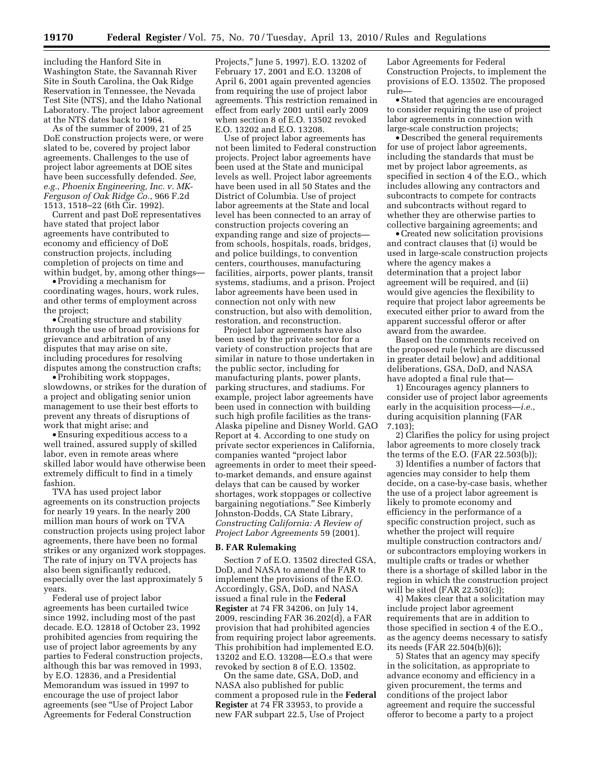including the Hanford Site in Washington State, the Savannah River Site in South Carolina, the Oak Ridge Reservation in Tennessee, the Nevada Test Site (NTS), and the Idaho National Laboratory. The project labor agreement at the NTS dates back to 1964.

As of the summer of 2009, 21 of 25 DoE construction projects were, or were slated to be, covered by project labor agreements. Challenges to the use of project labor agreements at DOE sites have been successfully defended. *See, e.g.*, *Phoenix Engineering, Inc. v. MK-Ferguson of Oak Ridge Co.*, 966 F.2d 1513, 1518–22 (6th Cir. 1992).

Current and past DoE representatives have stated that project labor agreements have contributed to economy and efficiency of DoE construction projects, including completion of projects on time and within budget, by, among other things—

- Providing a mechanism for coordinating wages, hours, work rules, and other terms of employment across the project;
- Creating structure and stability through the use of broad provisions for grievance and arbitration of any disputes that may arise on site, including procedures for resolving disputes among the construction crafts;
- Prohibiting work stoppages, slowdowns, or strikes for the duration of a project and obligating senior union management to use their best efforts to prevent any threats of disruptions of work that might arise; and
- Ensuring expeditious access to a well trained, assured supply of skilled labor, even in remote areas where skilled labor would have otherwise been extremely difficult to find in a timely fashion.

TVA has used project labor agreements on its construction projects for nearly 19 years. In the nearly 200 million man hours of work on TVA construction projects using project labor agreements, there have been no formal strikes or any organized work stoppages. The rate of injury on TVA projects has also been significantly reduced, especially over the last approximately 5 years.

Federal use of project labor agreements has been curtailed twice since 1992, including most of the past decade. E.O. 12818 of October 23, 1992 prohibited agencies from requiring the use of project labor agreements by any parties to Federal construction projects, although this bar was removed in 1993, by E.O. 12836, and a Presidential Memorandum was issued in 1997 to encourage the use of project labor agreements (see "Use of Project Labor Agreements for Federal Construction Projects," June 5, 1997). E.O. 13202 of February 17, 2001 and E.O. 13208 of April 6, 2001 again prevented agencies from requiring the use of project labor agreements. This restriction remained in effect from early 2001 until early 2009 when section 8 of E.O. 13502 revoked E.O. 13202 and E.O. 13208.

Use of project labor agreements has not been limited to Federal construction projects. Project labor agreements have been used at the State and municipal levels as well. Project labor agreements have been used in all 50 States and the District of Columbia. Use of project labor agreements at the State and local level has been connected to an array of construction projects covering an expanding range and size of projects—from schools, hospitals, roads, bridges, and police buildings, to convention centers, courthouses, manufacturing facilities, airports, power plants, transit systems, stadiums, and a prison. Project labor agreements have been used in connection not only with new construction, but also with demolition, restoration, and reconstruction.

Project labor agreements have also been used by the private sector for a variety of construction projects that are similar in nature to those undertaken in the public sector, including for manufacturing plants, power plants, parking structures, and stadiums. For example, project labor agreements have been used in connection with building such high profile facilities as the trans-Alaska pipeline and Disney World. GAO Report at 4. According to one study on private sector experiences in California, companies wanted "project labor agreements in order to meet their speed-to-market demands, and ensure against delays that can be caused by worker shortages, work stoppages or collective bargaining negotiations." See Kimberly Johnston-Dodds, CA State Library, *Constructing California: A Review of Project Labor Agreements* 59 (2001).

**B. FAR Rulemaking**

Section 7 of E.O. 13502 directed GSA, DoD, and NASA to amend the FAR to implement the provisions of the E.O. Accordingly, GSA, DoD, and NASA issued a final rule in the **Federal Register** at 74 FR 34206, on July 14, 2009, rescinding FAR 36.202(d), a FAR provision that had prohibited agencies from requiring project labor agreements. This prohibition had implemented E.O. 13202 and E.O. 13208—E.O.s that were revoked by section 8 of E.O. 13502.

On the same date, GSA, DoD, and NASA also published for public comment a proposed rule in the **Federal Register** at 74 FR 33953, to provide a new FAR subpart 22.5, Use of Project Labor Agreements for Federal Construction Projects, to implement the provisions of E.O. 13502. The proposed rule—

- Stated that agencies are encouraged to consider requiring the use of project labor agreements in connection with large-scale construction projects;
- Described the general requirements for use of project labor agreements, including the standards that must be met by project labor agreements, as specified in section 4 of the E.O., which includes allowing any contractors and subcontracts to compete for contracts and subcontracts without regard to whether they are otherwise parties to collective bargaining agreements; and
- Created new solicitation provisions and contract clauses that (i) would be used in large-scale construction projects where the agency makes a determination that a project labor agreement will be required, and (ii) would give agencies the flexibility to require that project labor agreements be executed either prior to award from the apparent successful offeror or after award from the awardee.

Based on the comments received on the proposed rule (which are discussed in greater detail below) and additional deliberations, GSA, DoD, and NASA have adopted a final rule that—

1) Encourages agency planners to consider use of project labor agreements early in the acquisition process—*i.e.*, during acquisition planning (FAR 7.103);

2) Clarifies the policy for using project labor agreements to more closely track the terms of the E.O. (FAR 22.503(b));

3) Identifies a number of factors that agencies may consider to help them decide, on a case-by-case basis, whether the use of a project labor agreement is likely to promote economy and efficiency in the performance of a specific construction project, such as whether the project will require multiple construction contractors and/or subcontractors employing workers in multiple crafts or trades or whether there is a shortage of skilled labor in the region in which the construction project will be sited (FAR 22.503(c));

4) Makes clear that a solicitation may include project labor agreement requirements that are in addition to those specified in section 4 of the E.O., as the agency deems necessary to satisfy its needs (FAR 22.504(b)(6));

5) States that an agency may specify in the solicitation, as appropriate to advance economy and efficiency in a given procurement, the terms and conditions of the project labor agreement and require the successful offeror to become a party to a project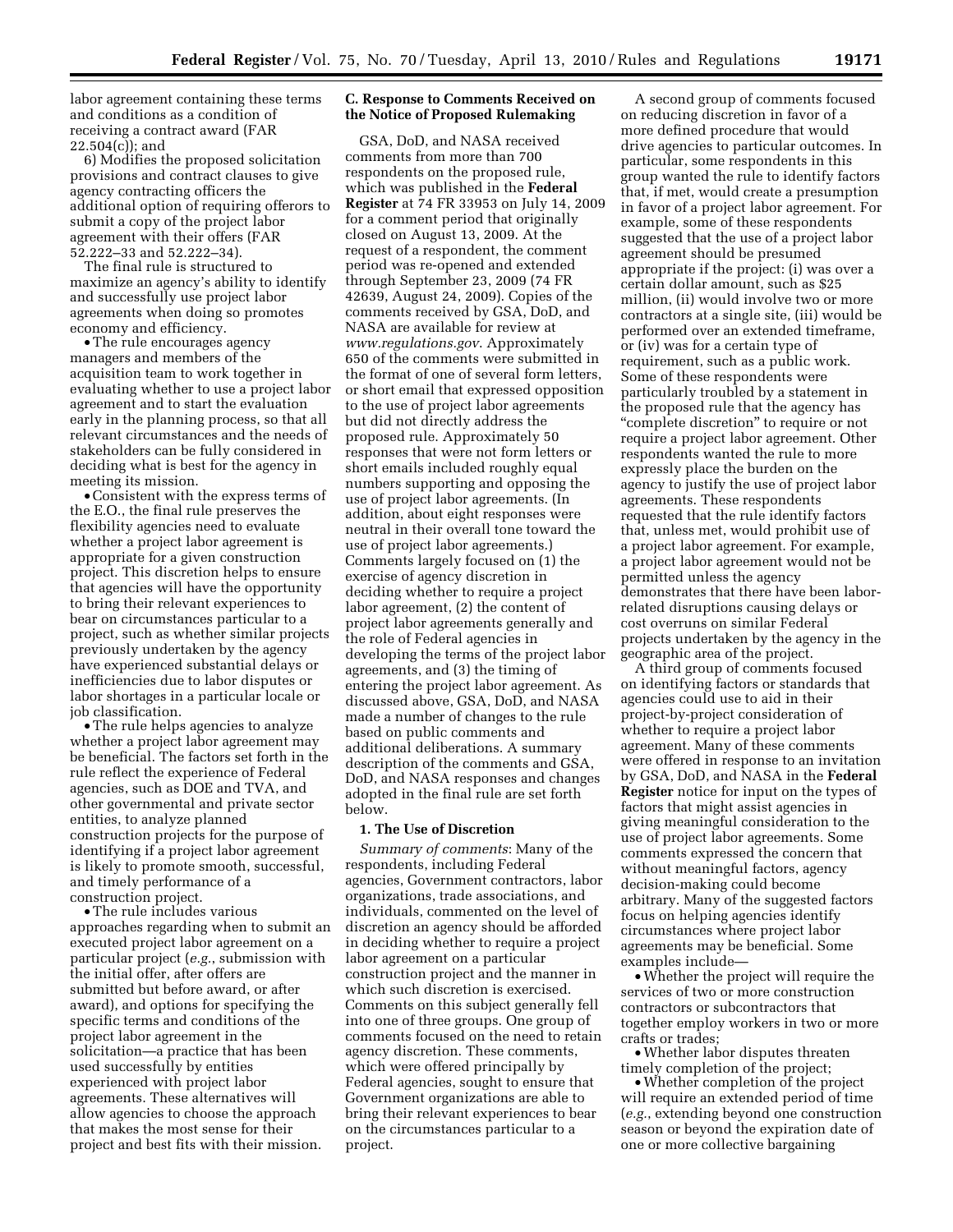labor agreement containing these terms and conditions as a condition of receiving a contract award (FAR 22.504(c)); and

6) Modifies the proposed solicitation provisions and contract clauses to give agency contracting officers the additional option of requiring offerors to submit a copy of the project labor agreement with their offers (FAR 52.222–33 and 52.222–34).

The final rule is structured to maximize an agency's ability to identify and successfully use project labor agreements when doing so promotes economy and efficiency.

- The rule encourages agency managers and members of the acquisition team to work together in evaluating whether to use a project labor agreement and to start the evaluation early in the planning process, so that all relevant circumstances and the needs of stakeholders can be fully considered in deciding what is best for the agency in meeting its mission.
- Consistent with the express terms of the E.O., the final rule preserves the flexibility agencies need to evaluate whether a project labor agreement is appropriate for a given construction project. This discretion helps to ensure that agencies will have the opportunity to bring their relevant experiences to bear on circumstances particular to a project, such as whether similar projects previously undertaken by the agency have experienced substantial delays or inefficiencies due to labor disputes or labor shortages in a particular locale or job classification.
- The rule helps agencies to analyze whether a project labor agreement may be beneficial. The factors set forth in the rule reflect the experience of Federal agencies, such as DOE and TVA, and other governmental and private sector entities, to analyze planned construction projects for the purpose of identifying if a project labor agreement is likely to promote smooth, successful, and timely performance of a construction project.
- The rule includes various approaches regarding when to submit an executed project labor agreement on a particular project (*e.g.*, submission with the initial offer, after offers are submitted but before award, or after award), and options for specifying the specific terms and conditions of the project labor agreement in the solicitation—a practice that has been used successfully by entities experienced with project labor agreements. These alternatives will allow agencies to choose the approach that makes the most sense for their project and best fits with their mission.

## C. Response to Comments Received on the Notice of Proposed Rulemaking

GSA, DoD, and NASA received comments from more than 700 respondents on the proposed rule, which was published in the **Federal Register** at 74 FR 33953 on July 14, 2009 for a comment period that originally closed on August 13, 2009. At the request of a respondent, the comment period was re-opened and extended through September 23, 2009 (74 FR 42639, August 24, 2009). Copies of the comments received by GSA, DoD, and NASA are available for review at *www.regulations.gov*. Approximately 650 of the comments were submitted in the format of one of several form letters, or short email that expressed opposition to the use of project labor agreements but did not directly address the proposed rule. Approximately 50 responses that were not form letters or short emails included roughly equal numbers supporting and opposing the use of project labor agreements. (In addition, about eight responses were neutral in their overall tone toward the use of project labor agreements.) Comments largely focused on (1) the exercise of agency discretion in deciding whether to require a project labor agreement, (2) the content of project labor agreements generally and the role of Federal agencies in developing the terms of the project labor agreements, and (3) the timing of entering the project labor agreement. As discussed above, GSA, DoD, and NASA made a number of changes to the rule based on public comments and additional deliberations. A summary description of the comments and GSA, DoD, and NASA responses and changes adopted in the final rule are set forth below.

### 1. The Use of Discretion

*Summary of comments*: Many of the respondents, including Federal agencies, Government contractors, labor organizations, trade associations, and individuals, commented on the level of discretion an agency should be afforded in deciding whether to require a project labor agreement on a particular construction project and the manner in which such discretion is exercised. Comments on this subject generally fell into one of three groups. One group of comments focused on the need to retain agency discretion. These comments, which were offered principally by Federal agencies, sought to ensure that Government organizations are able to bring their relevant experiences to bear on the circumstances particular to a project.

A second group of comments focused on reducing discretion in favor of a more defined procedure that would drive agencies to particular outcomes. In particular, some respondents in this group wanted the rule to identify factors that, if met, would create a presumption in favor of a project labor agreement. For example, some of these respondents suggested that the use of a project labor agreement should be presumed appropriate if the project: (i) was over a certain dollar amount, such as $25 million, (ii) would involve two or more contractors at a single site, (iii) would be performed over an extended timeframe, or (iv) was for a certain type of requirement, such as a public work. Some of these respondents were particularly troubled by a statement in the proposed rule that the agency has "complete discretion" to require or not require a project labor agreement. Other respondents wanted the rule to more expressly place the burden on the agency to justify the use of project labor agreements. These respondents requested that the rule identify factors that, unless met, would prohibit use of a project labor agreement. For example, a project labor agreement would not be permitted unless the agency demonstrates that there have been labor-related disruptions causing delays or cost overruns on similar Federal projects undertaken by the agency in the geographic area of the project.

A third group of comments focused on identifying factors or standards that agencies could use to aid in their project-by-project consideration of whether to require a project labor agreement. Many of these comments were offered in response to an invitation by GSA, DoD, and NASA in the **Federal Register** notice for input on the types of factors that might assist agencies in giving meaningful consideration to the use of project labor agreements. Some comments expressed the concern that without meaningful factors, agency decision-making could become arbitrary. Many of the suggested factors focus on helping agencies identify circumstances where project labor agreements may be beneficial. Some examples include—

- Whether the project will require the services of two or more construction contractors or subcontractors that together employ workers in two or more crafts or trades;
- Whether labor disputes threaten timely completion of the project;
- Whether completion of the project will require an extended period of time (*e.g.*, extending beyond one construction season or beyond the expiration date of one or more collective bargaining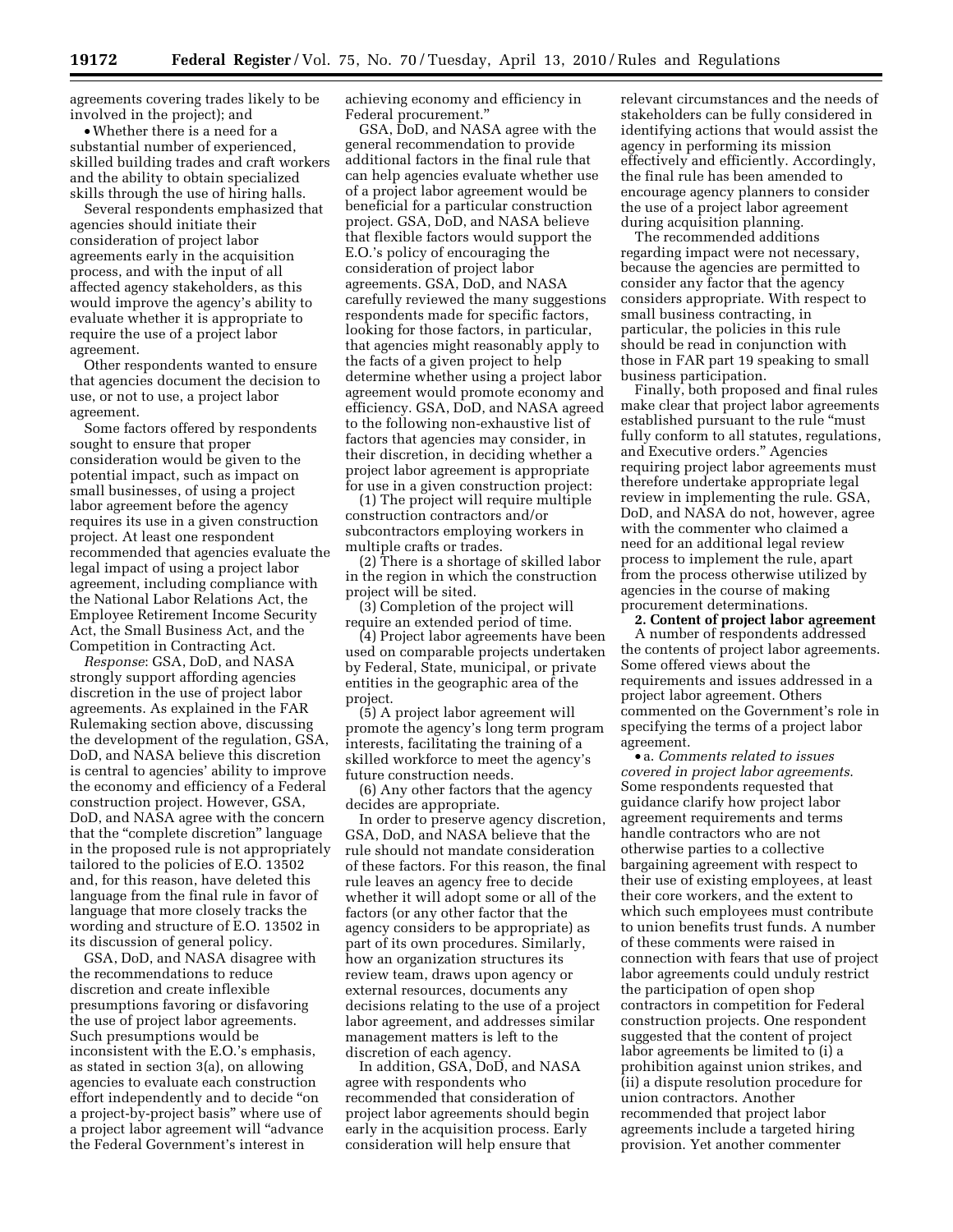agreements covering trades likely to be involved in the project); and

- Whether there is a need for a substantial number of experienced, skilled building trades and craft workers and the ability to obtain specialized skills through the use of hiring halls.

Several respondents emphasized that agencies should initiate their consideration of project labor agreements early in the acquisition process, and with the input of all affected agency stakeholders, as this would improve the agency's ability to evaluate whether it is appropriate to require the use of a project labor agreement.

Other respondents wanted to ensure that agencies document the decision to use, or not to use, a project labor agreement.

Some factors offered by respondents sought to ensure that proper consideration would be given to the potential impact, such as impact on small businesses, of using a project labor agreement before the agency requires its use in a given construction project. At least one respondent recommended that agencies evaluate the legal impact of using a project labor agreement, including compliance with the National Labor Relations Act, the Employee Retirement Income Security Act, the Small Business Act, and the Competition in Contracting Act.

*Response*: GSA, DoD, and NASA strongly support affording agencies discretion in the use of project labor agreements. As explained in the FAR Rulemaking section above, discussing the development of the regulation, GSA, DoD, and NASA believe this discretion is central to agencies' ability to improve the economy and efficiency of a Federal construction project. However, GSA, DoD, and NASA agree with the concern that the "complete discretion" language in the proposed rule is not appropriately tailored to the policies of E.O. 13502 and, for this reason, have deleted this language from the final rule in favor of language that more closely tracks the wording and structure of E.O. 13502 in its discussion of general policy.

GSA, DoD, and NASA disagree with the recommendations to reduce discretion and create inflexible presumptions favoring or disfavoring the use of project labor agreements. Such presumptions would be inconsistent with the E.O.'s emphasis, as stated in section 3(a), on allowing agencies to evaluate each construction effort independently and to decide "on a project-by-project basis" where use of a project labor agreement will "advance the Federal Government's interest in achieving economy and efficiency in Federal procurement."

GSA, DoD, and NASA agree with the general recommendation to provide additional factors in the final rule that can help agencies evaluate whether use of a project labor agreement would be beneficial for a particular construction project. GSA, DoD, and NASA believe that flexible factors would support the E.O.'s policy of encouraging the consideration of project labor agreements. GSA, DoD, and NASA carefully reviewed the many suggestions respondents made for specific factors, looking for those factors, in particular, that agencies might reasonably apply to the facts of a given project to help determine whether using a project labor agreement would promote economy and efficiency. GSA, DoD, and NASA agreed to the following non-exhaustive list of factors that agencies may consider, in their discretion, in deciding whether a project labor agreement is appropriate for use in a given construction project:

(1) The project will require multiple construction contractors and/or subcontractors employing workers in multiple crafts or trades.

(2) There is a shortage of skilled labor in the region in which the construction project will be sited.

(3) Completion of the project will require an extended period of time.

(4) Project labor agreements have been used on comparable projects undertaken by Federal, State, municipal, or private entities in the geographic area of the project.

(5) A project labor agreement will promote the agency's long term program interests, facilitating the training of a skilled workforce to meet the agency's future construction needs.

(6) Any other factors that the agency decides are appropriate.

In order to preserve agency discretion, GSA, DoD, and NASA believe that the rule should not mandate consideration of these factors. For this reason, the final rule leaves an agency free to decide whether it will adopt some or all of the factors (or any other factor that the agency considers to be appropriate) as part of its own procedures. Similarly, how an organization structures its review team, draws upon agency or external resources, documents any decisions relating to the use of a project labor agreement, and addresses similar management matters is left to the discretion of each agency.

In addition, GSA, DoD, and NASA agree with respondents who recommended that consideration of project labor agreements should begin early in the acquisition process. Early consideration will help ensure that relevant circumstances and the needs of stakeholders can be fully considered in identifying actions that would assist the agency in performing its mission effectively and efficiently. Accordingly, the final rule has been amended to encourage agency planners to consider the use of a project labor agreement during acquisition planning.

The recommended additions regarding impact were not necessary, because the agencies are permitted to consider any factor that the agency considers appropriate. With respect to small business contracting, in particular, the policies in this rule should be read in conjunction with those in FAR part 19 speaking to small business participation.

Finally, both proposed and final rules make clear that project labor agreements established pursuant to the rule "must fully conform to all statutes, regulations, and Executive orders." Agencies requiring project labor agreements must therefore undertake appropriate legal review in implementing the rule. GSA, DoD, and NASA do not, however, agree with the commenter who claimed a need for an additional legal review process to implement the rule, apart from the process otherwise utilized by agencies in the course of making procurement determinations.

**2. Content of project labor agreement**

A number of respondents addressed the contents of project labor agreements. Some offered views about the requirements and issues addressed in a project labor agreement. Others commented on the Government's role in specifying the terms of a project labor agreement.

- a. *Comments related to issues covered in project labor agreements*. Some respondents requested that guidance clarify how project labor agreement requirements and terms handle contractors who are not otherwise parties to a collective bargaining agreement with respect to their use of existing employees, at least their core workers, and the extent to which such employees must contribute to union benefits trust funds. A number of these comments were raised in connection with fears that use of project labor agreements could unduly restrict the participation of open shop contractors in competition for Federal construction projects. One respondent suggested that the content of project labor agreements be limited to (i) a prohibition against union strikes, and (ii) a dispute resolution procedure for union contractors. Another recommended that project labor agreements include a targeted hiring provision. Yet another commenter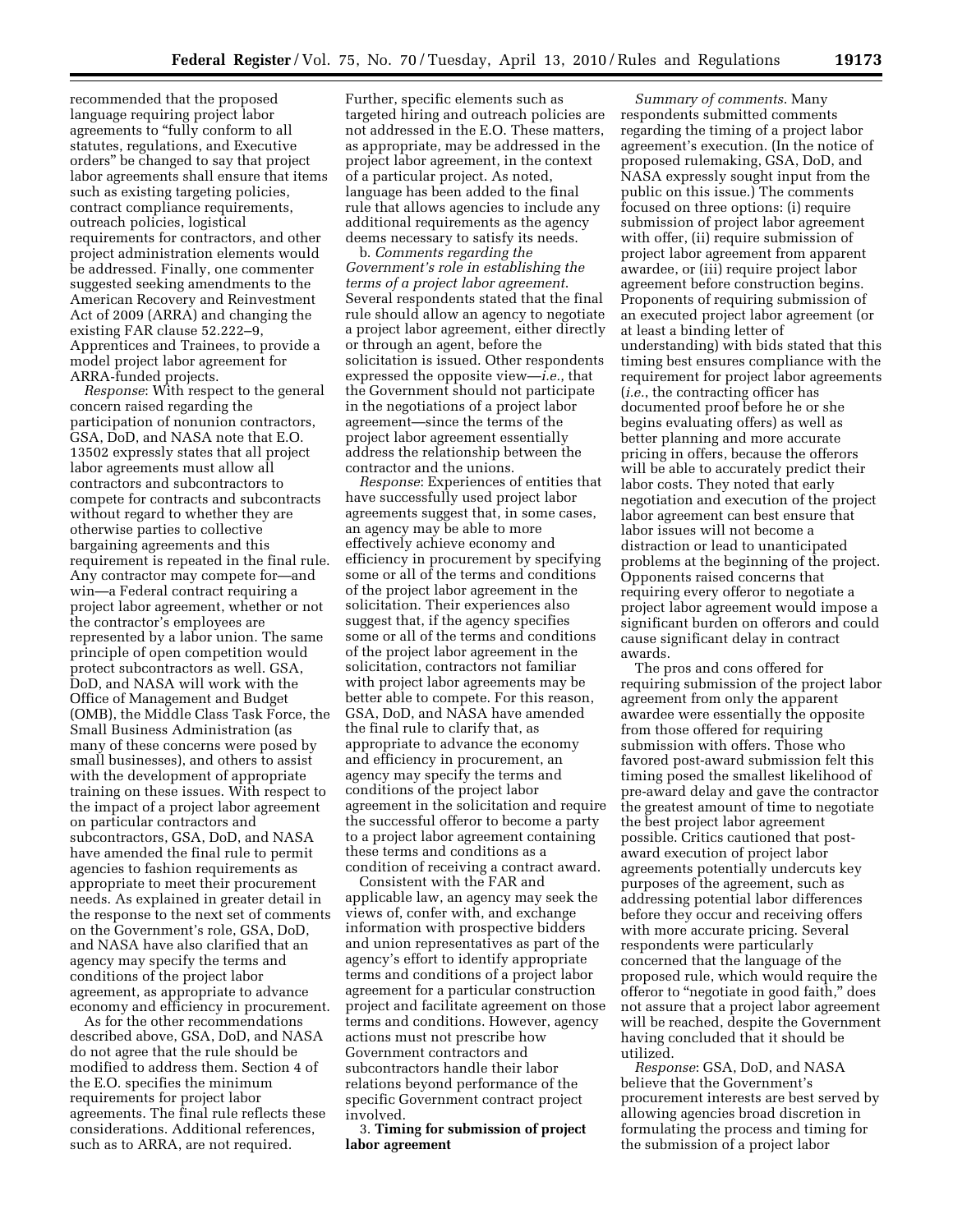recommended that the proposed language requiring project labor agreements to "fully conform to all statutes, regulations, and Executive orders" be changed to say that project labor agreements shall ensure that items such as existing targeting policies, contract compliance requirements, outreach policies, logistical requirements for contractors, and other project administration elements would be addressed. Finally, one commenter suggested seeking amendments to the American Recovery and Reinvestment Act of 2009 (ARRA) and changing the existing FAR clause 52.222–9, Apprentices and Trainees, to provide a model project labor agreement for ARRA-funded projects.

*Response*: With respect to the general concern raised regarding the participation of nonunion contractors, GSA, DoD, and NASA note that E.O. 13502 expressly states that all project labor agreements must allow all contractors and subcontractors to compete for contracts and subcontracts without regard to whether they are otherwise parties to collective bargaining agreements and this requirement is repeated in the final rule. Any contractor may compete for—and win—a Federal contract requiring a project labor agreement, whether or not the contractor's employees are represented by a labor union. The same principle of open competition would protect subcontractors as well. GSA, DoD, and NASA will work with the Office of Management and Budget (OMB), the Middle Class Task Force, the Small Business Administration (as many of these concerns were posed by small businesses), and others to assist with the development of appropriate training on these issues. With respect to the impact of a project labor agreement on particular contractors and subcontractors, GSA, DoD, and NASA have amended the final rule to permit agencies to fashion requirements as appropriate to meet their procurement needs. As explained in greater detail in the response to the next set of comments on the Government's role, GSA, DoD, and NASA have also clarified that an agency may specify the terms and conditions of the project labor agreement, as appropriate to advance economy and efficiency in procurement.

As for the other recommendations described above, GSA, DoD, and NASA do not agree that the rule should be modified to address them. Section 4 of the E.O. specifies the minimum requirements for project labor agreements. The final rule reflects these considerations. Additional references, such as to ARRA, are not required. Further, specific elements such as targeted hiring and outreach policies are not addressed in the E.O. These matters, as appropriate, may be addressed in the project labor agreement, in the context of a particular project. As noted, language has been added to the final rule that allows agencies to include any additional requirements as the agency deems necessary to satisfy its needs.

b. *Comments regarding the Government's role in establishing the terms of a project labor agreement*. Several respondents stated that the final rule should allow an agency to negotiate a project labor agreement, either directly or through an agent, before the solicitation is issued. Other respondents expressed the opposite view—*i.e.*, that the Government should not participate in the negotiations of a project labor agreement—since the terms of the project labor agreement essentially address the relationship between the contractor and the unions.

*Response*: Experiences of entities that have successfully used project labor agreements suggest that, in some cases, an agency may be able to more effectively achieve economy and efficiency in procurement by specifying some or all of the terms and conditions of the project labor agreement in the solicitation. Their experiences also suggest that, if the agency specifies some or all of the terms and conditions of the project labor agreement in the solicitation, contractors not familiar with project labor agreements may be better able to compete. For this reason, GSA, DoD, and NASA have amended the final rule to clarify that, as appropriate to advance the economy and efficiency in procurement, an agency may specify the terms and conditions of the project labor agreement in the solicitation and require the successful offeror to become a party to a project labor agreement containing these terms and conditions as a condition of receiving a contract award.

Consistent with the FAR and applicable law, an agency may seek the views of, confer with, and exchange information with prospective bidders and union representatives as part of the agency's effort to identify appropriate terms and conditions of a project labor agreement for a particular construction project and facilitate agreement on those terms and conditions. However, agency actions must not prescribe how Government contractors and subcontractors handle their labor relations beyond performance of the specific Government contract project involved.

3. **Timing for submission of project labor agreement**

*Summary of comments*. Many respondents submitted comments regarding the timing of a project labor agreement's execution. (In the notice of proposed rulemaking, GSA, DoD, and NASA expressly sought input from the public on this issue.) The comments focused on three options: (i) require submission of project labor agreement with offer, (ii) require submission of project labor agreement from apparent awardee, or (iii) require project labor agreement before construction begins. Proponents of requiring submission of an executed project labor agreement (or at least a binding letter of understanding) with bids stated that this timing best ensures compliance with the requirement for project labor agreements (*i.e.*, the contracting officer has documented proof before he or she begins evaluating offers) as well as better planning and more accurate pricing in offers, because the offerors will be able to accurately predict their labor costs. They noted that early negotiation and execution of the project labor agreement can best ensure that labor issues will not become a distraction or lead to unanticipated problems at the beginning of the project. Opponents raised concerns that requiring every offeror to negotiate a project labor agreement would impose a significant burden on offerors and could cause significant delay in contract awards.

The pros and cons offered for requiring submission of the project labor agreement from only the apparent awardee were essentially the opposite from those offered for requiring submission with offers. Those who favored post-award submission felt this timing posed the smallest likelihood of pre-award delay and gave the contractor the greatest amount of time to negotiate the best project labor agreement possible. Critics cautioned that post-award execution of project labor agreements potentially undercuts key purposes of the agreement, such as addressing potential labor differences before they occur and receiving offers with more accurate pricing. Several respondents were particularly concerned that the language of the proposed rule, which would require the offeror to "negotiate in good faith," does not assure that a project labor agreement will be reached, despite the Government having concluded that it should be utilized.

*Response*: GSA, DoD, and NASA believe that the Government's procurement interests are best served by allowing agencies broad discretion in formulating the process and timing for the submission of a project labor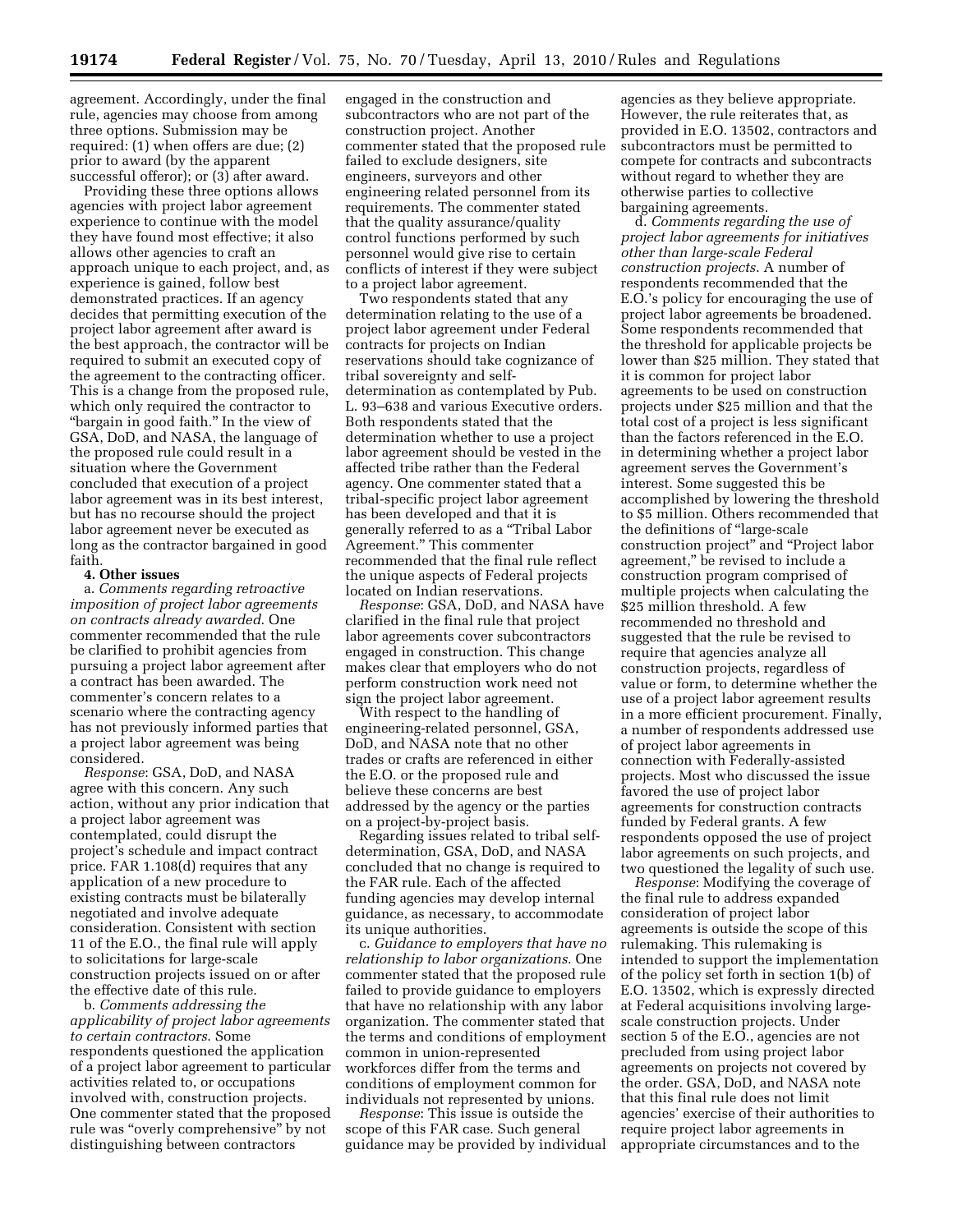agreement. Accordingly, under the final rule, agencies may choose from among three options. Submission may be required: (1) when offers are due; (2) prior to award (by the apparent successful offeror); or (3) after award.

Providing these three options allows agencies with project labor agreement experience to continue with the model they have found most effective; it also allows other agencies to craft an approach unique to each project, and, as experience is gained, follow best demonstrated practices. If an agency decides that permitting execution of the project labor agreement after award is the best approach, the contractor will be required to submit an executed copy of the agreement to the contracting officer. This is a change from the proposed rule, which only required the contractor to "bargain in good faith." In the view of GSA, DoD, and NASA, the language of the proposed rule could result in a situation where the Government concluded that execution of a project labor agreement was in its best interest, but has no recourse should the project labor agreement never be executed as long as the contractor bargained in good faith.

**4. Other issues**

a. *Comments regarding retroactive imposition of project labor agreements on contracts already awarded*. One commenter recommended that the rule be clarified to prohibit agencies from pursuing a project labor agreement after a contract has been awarded. The commenter's concern relates to a scenario where the contracting agency has not previously informed parties that a project labor agreement was being considered.

*Response*: GSA, DoD, and NASA agree with this concern. Any such action, without any prior indication that a project labor agreement was contemplated, could disrupt the project's schedule and impact contract price. FAR 1.108(d) requires that any application of a new procedure to existing contracts must be bilaterally negotiated and involve adequate consideration. Consistent with section 11 of the E.O., the final rule will apply to solicitations for large-scale construction projects issued on or after the effective date of this rule.

b. *Comments addressing the applicability of project labor agreements to certain contractors*. Some respondents questioned the application of a project labor agreement to particular activities related to, or occupations involved with, construction projects. One commenter stated that the proposed rule was "overly comprehensive" by not distinguishing between contractors engaged in the construction and subcontractors who are not part of the construction project. Another commenter stated that the proposed rule failed to exclude designers, site engineers, surveyors and other engineering related personnel from its requirements. The commenter stated that the quality assurance/quality control functions performed by such personnel would give rise to certain conflicts of interest if they were subject to a project labor agreement.

Two respondents stated that any determination relating to the use of a project labor agreement under Federal contracts for projects on Indian reservations should take cognizance of tribal sovereignty and self-determination as contemplated by Pub. L. 93–638 and various Executive orders. Both respondents stated that the determination whether to use a project labor agreement should be vested in the affected tribe rather than the Federal agency. One commenter stated that a tribal-specific project labor agreement has been developed and that it is generally referred to as a "Tribal Labor Agreement." This commenter recommended that the final rule reflect the unique aspects of Federal projects located on Indian reservations.

*Response*: GSA, DoD, and NASA have clarified in the final rule that project labor agreements cover subcontractors engaged in construction. This change makes clear that employers who do not perform construction work need not sign the project labor agreement.

With respect to the handling of engineering-related personnel, GSA, DoD, and NASA note that no other trades or crafts are referenced in either the E.O. or the proposed rule and believe these concerns are best addressed by the agency or the parties on a project-by-project basis.

Regarding issues related to tribal self-determination, GSA, DoD, and NASA concluded that no change is required to the FAR rule. Each of the affected funding agencies may develop internal guidance, as necessary, to accommodate its unique authorities.

c. *Guidance to employers that have no relationship to labor organizations*. One commenter stated that the proposed rule failed to provide guidance to employers that have no relationship with any labor organization. The commenter stated that the terms and conditions of employment common in union-represented workforces differ from the terms and conditions of employment common for individuals not represented by unions.

*Response*: This issue is outside the scope of this FAR case. Such general guidance may be provided by individual agencies as they believe appropriate. However, the rule reiterates that, as provided in E.O. 13502, contractors and subcontractors must be permitted to compete for contracts and subcontracts without regard to whether they are otherwise parties to collective bargaining agreements.

d. *Comments regarding the use of project labor agreements for initiatives other than large-scale Federal construction projects*. A number of respondents recommended that the E.O.'s policy for encouraging the use of project labor agreements be broadened. Some respondents recommended that the threshold for applicable projects be lower than $25 million. They stated that it is common for project labor agreements to be used on construction projects under $25 million and that the total cost of a project is less significant than the factors referenced in the E.O. in determining whether a project labor agreement serves the Government's interest. Some suggested this be accomplished by lowering the threshold to $5 million. Others recommended that the definitions of "large-scale construction project" and "Project labor agreement," be revised to include a construction program comprised of multiple projects when calculating the $25 million threshold. A few recommended no threshold and suggested that the rule be revised to require that agencies analyze all construction projects, regardless of value or form, to determine whether the use of a project labor agreement results in a more efficient procurement. Finally, a number of respondents addressed use of project labor agreements in connection with Federally-assisted projects. Most who discussed the issue favored the use of project labor agreements for construction contracts funded by Federal grants. A few respondents opposed the use of project labor agreements on such projects, and two questioned the legality of such use.

*Response*: Modifying the coverage of the final rule to address expanded consideration of project labor agreements is outside the scope of this rulemaking. This rulemaking is intended to support the implementation of the policy set forth in section 1(b) of E.O. 13502, which is expressly directed at Federal acquisitions involving large-scale construction projects. Under section 5 of the E.O., agencies are not precluded from using project labor agreements on projects not covered by the order. GSA, DoD, and NASA note that this final rule does not limit agencies' exercise of their authorities to require project labor agreements in appropriate circumstances and to the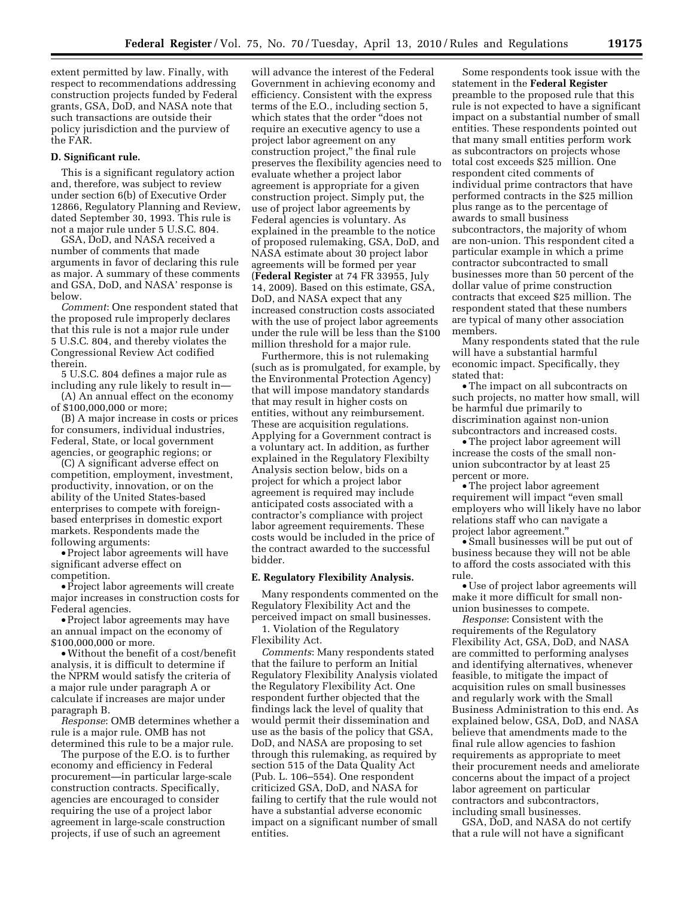extent permitted by law. Finally, with respect to recommendations addressing construction projects funded by Federal grants, GSA, DoD, and NASA note that such transactions are outside their policy jurisdiction and the purview of the FAR.

**D. Significant rule.**

This is a significant regulatory action and, therefore, was subject to review under section 6(b) of Executive Order 12866, Regulatory Planning and Review, dated September 30, 1993. This rule is not a major rule under 5 U.S.C. 804.

GSA, DoD, and NASA received a number of comments that made arguments in favor of declaring this rule as major. A summary of these comments and GSA, DoD, and NASA' response is below.

*Comment*: One respondent stated that the proposed rule improperly declares that this rule is not a major rule under 5 U.S.C. 804, and thereby violates the Congressional Review Act codified therein.

5 U.S.C. 804 defines a major rule as including any rule likely to result in—

(A) An annual effect on the economy of $100,000,000 or more;

(B) A major increase in costs or prices for consumers, individual industries, Federal, State, or local government agencies, or geographic regions; or

(C) A significant adverse effect on competition, employment, investment, productivity, innovation, or on the ability of the United States-based enterprises to compete with foreign-based enterprises in domestic export markets. Respondents made the following arguments:

- Project labor agreements will have significant adverse effect on competition.
- Project labor agreements will create major increases in construction costs for Federal agencies.
- Project labor agreements may have an annual impact on the economy of $100,000,000 or more.
- Without the benefit of a cost/benefit analysis, it is difficult to determine if the NPRM would satisfy the criteria of a major rule under paragraph A or calculate if increases are major under paragraph B.

*Response*: OMB determines whether a rule is a major rule. OMB has not determined this rule to be a major rule.

The purpose of the E.O. is to further economy and efficiency in Federal procurement—in particular large-scale construction contracts. Specifically, agencies are encouraged to consider requiring the use of a project labor agreement in large-scale construction projects, if use of such an agreement will advance the interest of the Federal Government in achieving economy and efficiency. Consistent with the express terms of the E.O., including section 5, which states that the order "does not require an executive agency to use a project labor agreement on any construction project," the final rule preserves the flexibility agencies need to evaluate whether a project labor agreement is appropriate for a given construction project. Simply put, the use of project labor agreements by Federal agencies is voluntary. As explained in the preamble to the notice of proposed rulemaking, GSA, DoD, and NASA estimate about 30 project labor agreements will be formed per year (**Federal Register** at 74 FR 33955, July 14, 2009). Based on this estimate, GSA, DoD, and NASA expect that any increased construction costs associated with the use of project labor agreements under the rule will be less than the $100 million threshold for a major rule.

Furthermore, this is not rulemaking (such as is promulgated, for example, by the Environmental Protection Agency) that will impose mandatory standards that may result in higher costs on entities, without any reimbursement. These are acquisition regulations. Applying for a Government contract is a voluntary act. In addition, as further explained in the Regulatory Flexibilty Analysis section below, bids on a project for which a project labor agreement is required may include anticipated costs associated with a contractor's compliance with project labor agreement requirements. These costs would be included in the price of the contract awarded to the successful bidder.

**E. Regulatory Flexibility Analysis.**

Many respondents commented on the Regulatory Flexibility Act and the perceived impact on small businesses.

1. Violation of the Regulatory Flexibility Act.

*Comments*: Many respondents stated that the failure to perform an Initial Regulatory Flexibility Analysis violated the Regulatory Flexibility Act. One respondent further objected that the findings lack the level of quality that would permit their dissemination and use as the basis of the policy that GSA, DoD, and NASA are proposing to set through this rulemaking, as required by section 515 of the Data Quality Act (Pub. L. 106–554). One respondent criticized GSA, DoD, and NASA for failing to certify that the rule would not have a substantial adverse economic impact on a significant number of small entities.

Some respondents took issue with the statement in the **Federal Register** preamble to the proposed rule that this rule is not expected to have a significant impact on a substantial number of small entities. These respondents pointed out that many small entities perform work as subcontractors on projects whose total cost exceeds $25 million. One respondent cited comments of individual prime contractors that have performed contracts in the $25 million plus range as to the percentage of awards to small business subcontractors, the majority of whom are non-union. This respondent cited a particular example in which a prime contractor subcontracted to small businesses more than 50 percent of the dollar value of prime construction contracts that exceed $25 million. The respondent stated that these numbers are typical of many other association members.

Many respondents stated that the rule will have a substantial harmful economic impact. Specifically, they stated that:

- The impact on all subcontracts on such projects, no matter how small, will be harmful due primarily to discrimination against non-union subcontractors and increased costs.
- The project labor agreement will increase the costs of the small non-union subcontractor by at least 25 percent or more.
- The project labor agreement requirement will impact "even small employers who will likely have no labor relations staff who can navigate a project labor agreement."
- Small businesses will be put out of business because they will not be able to afford the costs associated with this rule.
- Use of project labor agreements will make it more difficult for small non-union businesses to compete.

*Response*: Consistent with the requirements of the Regulatory Flexibility Act, GSA, DoD, and NASA are committed to performing analyses and identifying alternatives, whenever feasible, to mitigate the impact of acquisition rules on small businesses and regularly work with the Small Business Administration to this end. As explained below, GSA, DoD, and NASA believe that amendments made to the final rule allow agencies to fashion requirements as appropriate to meet their procurement needs and ameliorate concerns about the impact of a project labor agreement on particular contractors and subcontractors, including small businesses.

GSA, DoD, and NASA do not certify that a rule will not have a significant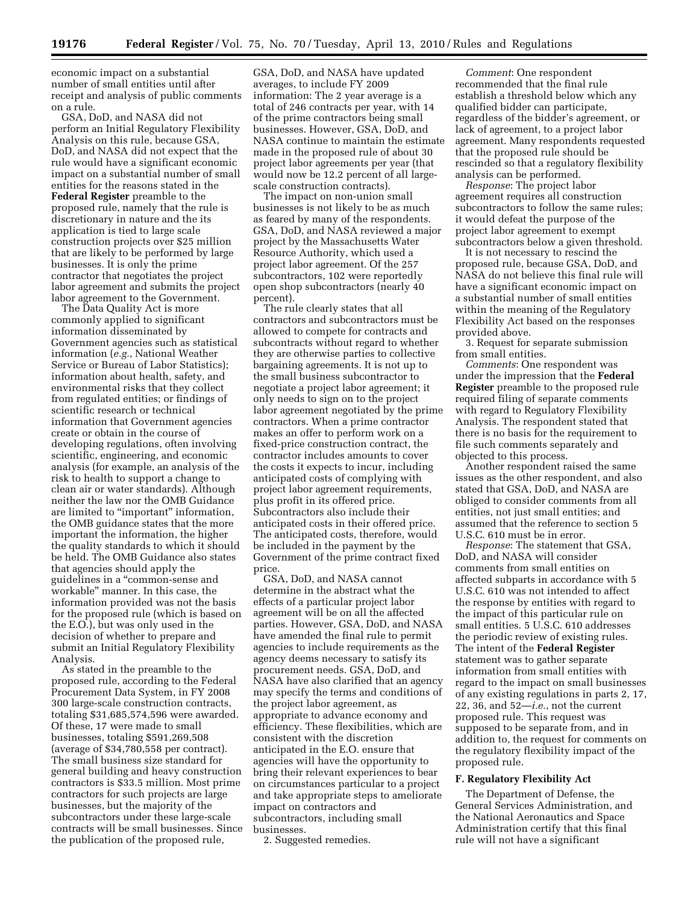economic impact on a substantial number of small entities until after receipt and analysis of public comments on a rule.

GSA, DoD, and NASA did not perform an Initial Regulatory Flexibility Analysis on this rule, because GSA, DoD, and NASA did not expect that the rule would have a significant economic impact on a substantial number of small entities for the reasons stated in the **Federal Register** preamble to the proposed rule, namely that the rule is discretionary in nature and the its application is tied to large scale construction projects over $25 million that are likely to be performed by large businesses. It is only the prime contractor that negotiates the project labor agreement and submits the project labor agreement to the Government.

The Data Quality Act is more commonly applied to significant information disseminated by Government agencies such as statistical information (*e.g.*, National Weather Service or Bureau of Labor Statistics); information about health, safety, and environmental risks that they collect from regulated entities; or findings of scientific research or technical information that Government agencies create or obtain in the course of developing regulations, often involving scientific, engineering, and economic analysis (for example, an analysis of the risk to health to support a change to clean air or water standards). Although neither the law nor the OMB Guidance are limited to "important" information, the OMB guidance states that the more important the information, the higher the quality standards to which it should be held. The OMB Guidance also states that agencies should apply the guidelines in a "common-sense and workable" manner. In this case, the information provided was not the basis for the proposed rule (which is based on the E.O.), but was only used in the decision of whether to prepare and submit an Initial Regulatory Flexibility Analysis.

As stated in the preamble to the proposed rule, according to the Federal Procurement Data System, in FY 2008 300 large-scale construction contracts, totaling $31,685,574,596 were awarded. Of these, 17 were made to small businesses, totaling $591,269,508 (average of $34,780,558 per contract). The small business size standard for general building and heavy construction contractors is $33.5 million. Most prime contractors for such projects are large businesses, but the majority of the subcontractors under these large-scale contracts will be small businesses. Since the publication of the proposed rule, GSA, DoD, and NASA have updated averages, to include FY 2009 information: The 2 year average is a total of 246 contracts per year, with 14 of the prime contractors being small businesses. However, GSA, DoD, and NASA continue to maintain the estimate made in the proposed rule of about 30 project labor agreements per year (that would now be 12.2 percent of all large-scale construction contracts).

The impact on non-union small businesses is not likely to be as much as feared by many of the respondents. GSA, DoD, and NASA reviewed a major project by the Massachusetts Water Resource Authority, which used a project labor agreement. Of the 257 subcontractors, 102 were reportedly open shop subcontractors (nearly 40 percent).

The rule clearly states that all contractors and subcontractors must be allowed to compete for contracts and subcontracts without regard to whether they are otherwise parties to collective bargaining agreements. It is not up to the small business subcontractor to negotiate a project labor agreement; it only needs to sign on to the project labor agreement negotiated by the prime contractors. When a prime contractor makes an offer to perform work on a fixed-price construction contract, the contractor includes amounts to cover the costs it expects to incur, including anticipated costs of complying with project labor agreement requirements, plus profit in its offered price. Subcontractors also include their anticipated costs in their offered price. The anticipated costs, therefore, would be included in the payment by the Government of the prime contract fixed price.

GSA, DoD, and NASA cannot determine in the abstract what the effects of a particular project labor agreement will be on all the affected parties. However, GSA, DoD, and NASA have amended the final rule to permit agencies to include requirements as the agency deems necessary to satisfy its procurement needs. GSA, DoD, and NASA have also clarified that an agency may specify the terms and conditions of the project labor agreement, as appropriate to advance economy and efficiency. These flexibilities, which are consistent with the discretion anticipated in the E.O. ensure that agencies will have the opportunity to bring their relevant experiences to bear on circumstances particular to a project and take appropriate steps to ameliorate impact on contractors and subcontractors, including small businesses.

2. Suggested remedies.

*Comment*: One respondent recommended that the final rule establish a threshold below which any qualified bidder can participate, regardless of the bidder's agreement, or lack of agreement, to a project labor agreement. Many respondents requested that the proposed rule should be rescinded so that a regulatory flexibility analysis can be performed.

*Response*: The project labor agreement requires all construction subcontractors to follow the same rules; it would defeat the purpose of the project labor agreement to exempt subcontractors below a given threshold.

It is not necessary to rescind the proposed rule, because GSA, DoD, and NASA do not believe this final rule will have a significant economic impact on a substantial number of small entities within the meaning of the Regulatory Flexibility Act based on the responses provided above.

3. Request for separate submission from small entities.

*Comments*: One respondent was under the impression that the **Federal Register** preamble to the proposed rule required filing of separate comments with regard to Regulatory Flexibility Analysis. The respondent stated that there is no basis for the requirement to file such comments separately and objected to this process.

Another respondent raised the same issues as the other respondent, and also stated that GSA, DoD, and NASA are obliged to consider comments from all entities, not just small entities; and assumed that the reference to section 5 U.S.C. 610 must be in error.

*Response*: The statement that GSA, DoD, and NASA will consider comments from small entities on affected subparts in accordance with 5 U.S.C. 610 was not intended to affect the response by entities with regard to the impact of this particular rule on small entities. 5 U.S.C. 610 addresses the periodic review of existing rules. The intent of the **Federal Register** statement was to gather separate information from small entities with regard to the impact on small businesses of any existing regulations in parts 2, 17, 22, 36, and 52—*i.e.*, not the current proposed rule. This request was supposed to be separate from, and in addition to, the request for comments on the regulatory flexibility impact of the proposed rule.

### F. Regulatory Flexibility Act

The Department of Defense, the General Services Administration, and the National Aeronautics and Space Administration certify that this final rule will not have a significant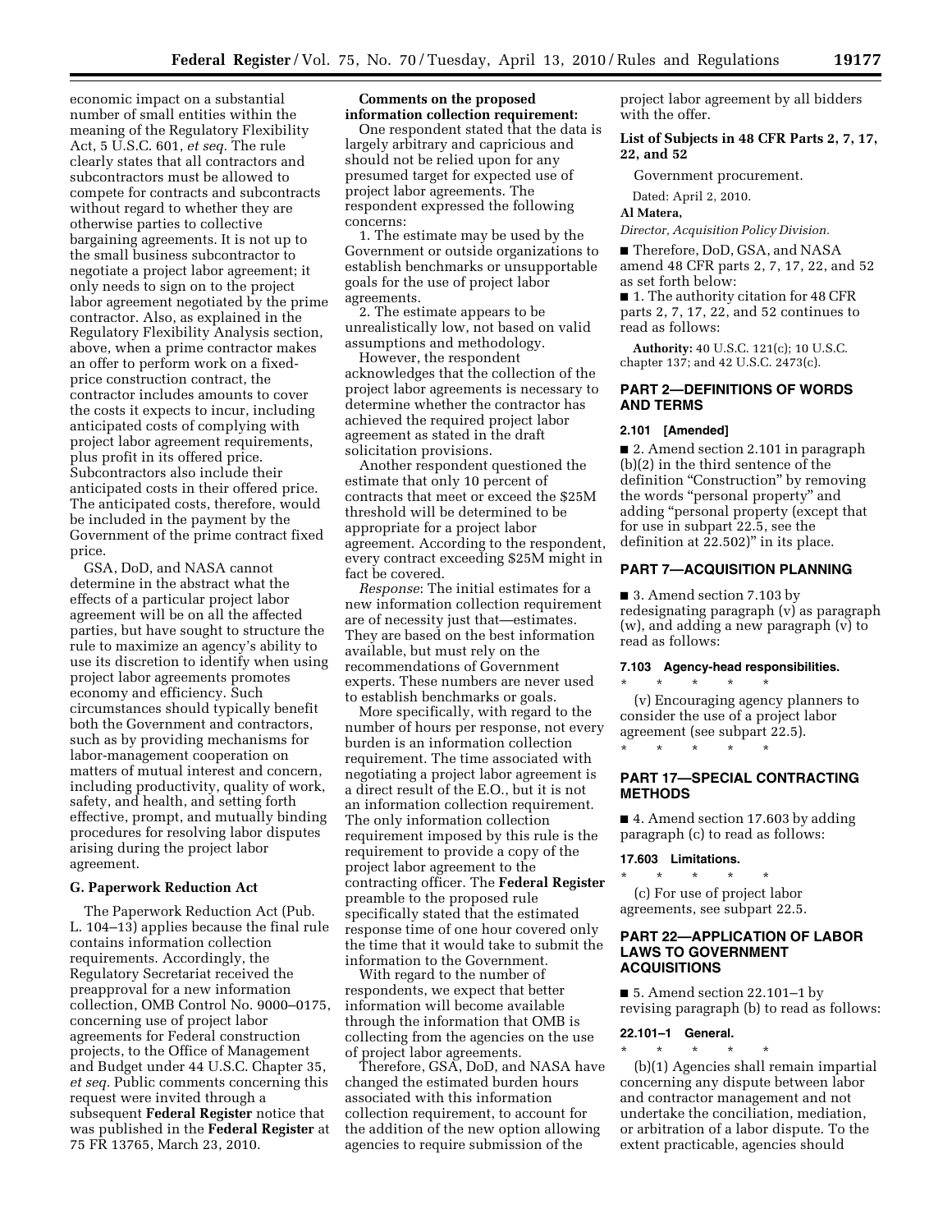economic impact on a substantial number of small entities within the meaning of the Regulatory Flexibility Act, 5 U.S.C. 601, *et seq.* The rule clearly states that all contractors and subcontractors must be allowed to compete for contracts and subcontracts without regard to whether they are otherwise parties to collective bargaining agreements. It is not up to the small business subcontractor to negotiate a project labor agreement; it only needs to sign on to the project labor agreement negotiated by the prime contractor. Also, as explained in the Regulatory Flexibility Analysis section, above, when a prime contractor makes an offer to perform work on a fixed-price construction contract, the contractor includes amounts to cover the costs it expects to incur, including anticipated costs of complying with project labor agreement requirements, plus profit in its offered price. Subcontractors also include their anticipated costs in their offered price. The anticipated costs, therefore, would be included in the payment by the Government of the prime contract fixed price.

GSA, DoD, and NASA cannot determine in the abstract what the effects of a particular project labor agreement will be on all the affected parties, but have sought to structure the rule to maximize an agency's ability to use its discretion to identify when using project labor agreements promotes economy and efficiency. Such circumstances should typically benefit both the Government and contractors, such as by providing mechanisms for labor-management cooperation on matters of mutual interest and concern, including productivity, quality of work, safety, and health, and setting forth effective, prompt, and mutually binding procedures for resolving labor disputes arising during the project labor agreement.

### G. Paperwork Reduction Act

The Paperwork Reduction Act (Pub. L. 104–13) applies because the final rule contains information collection requirements. Accordingly, the Regulatory Secretariat received the preapproval for a new information collection, OMB Control No. 9000–0175, concerning use of project labor agreements for Federal construction projects, to the Office of Management and Budget under 44 U.S.C. Chapter 35, *et seq.* Public comments concerning this request were invited through a subsequent **Federal Register** notice that was published in the **Federal Register** at 75 FR 13765, March 23, 2010.

**Comments on the proposed information collection requirement:**

One respondent stated that the data is largely arbitrary and capricious and should not be relied upon for any presumed target for expected use of project labor agreements. The respondent expressed the following concerns:

1. The estimate may be used by the Government or outside organizations to establish benchmarks or unsupportable goals for the use of project labor agreements.

2. The estimate appears to be unrealistically low, not based on valid assumptions and methodology.

However, the respondent acknowledges that the collection of the project labor agreements is necessary to determine whether the contractor has achieved the required project labor agreement as stated in the draft solicitation provisions.

Another respondent questioned the estimate that only 10 percent of contracts that meet or exceed the $25M threshold will be determined to be appropriate for a project labor agreement. According to the respondent, every contract exceeding $25M might in fact be covered.

*Response*: The initial estimates for a new information collection requirement are of necessity just that—estimates. They are based on the best information available, but must rely on the recommendations of Government experts. These numbers are never used to establish benchmarks or goals.

More specifically, with regard to the number of hours per response, not every burden is an information collection requirement. The time associated with negotiating a project labor agreement is a direct result of the E.O., but it is not an information collection requirement. The only information collection requirement imposed by this rule is the requirement to provide a copy of the project labor agreement to the contracting officer. The **Federal Register** preamble to the proposed rule specifically stated that the estimated response time of one hour covered only the time that it would take to submit the information to the Government.

With regard to the number of respondents, we expect that better information will become available through the information that OMB is collecting from the agencies on the use of project labor agreements.

Therefore, GSA, DoD, and NASA have changed the estimated burden hours associated with this information collection requirement, to account for the addition of the new option allowing agencies to require submission of the project labor agreement by all bidders with the offer.

### List of Subjects in 48 CFR Parts 2, 7, 17, 22, and 52

Government procurement.

Dated: April 2, 2010.

**Al Matera,**

*Director, Acquisition Policy Division.*

■ Therefore, DoD, GSA, and NASA amend 48 CFR parts 2, 7, 17, 22, and 52 as set forth below:

■ 1. The authority citation for 48 CFR parts 2, 7, 17, 22, and 52 continues to read as follows:

**Authority:** 40 U.S.C. 121(c); 10 U.S.C. chapter 137; and 42 U.S.C. 2473(c).

## PART 2—DEFINITIONS OF WORDS AND TERMS

#### 2.101 [Amended]

■ 2. Amend section 2.101 in paragraph (b)(2) in the third sentence of the definition "Construction" by removing the words "personal property" and adding "personal property (except that for use in subpart 22.5, see the definition at 22.502)" in its place.

## PART 7—ACQUISITION PLANNING

■ 3. Amend section 7.103 by redesignating paragraph (v) as paragraph (w), and adding a new paragraph (v) to read as follows:

#### 7.103 Agency-head responsibilities.

\* \* \* \* \*

(v) Encouraging agency planners to consider the use of a project labor agreement (see subpart 22.5).

\* \* \* \* \*

## PART 17—SPECIAL CONTRACTING METHODS

■ 4. Amend section 17.603 by adding paragraph (c) to read as follows:

#### 17.603 Limitations.

\* \* \* \* \*

(c) For use of project labor agreements, see subpart 22.5.

## PART 22—APPLICATION OF LABOR LAWS TO GOVERNMENT ACQUISITIONS

■ 5. Amend section 22.101–1 by revising paragraph (b) to read as follows:

#### 22.101–1 General.

\* \* \* \* \*

(b)(1) Agencies shall remain impartial concerning any dispute between labor and contractor management and not undertake the conciliation, mediation, or arbitration of a labor dispute. To the extent practicable, agencies should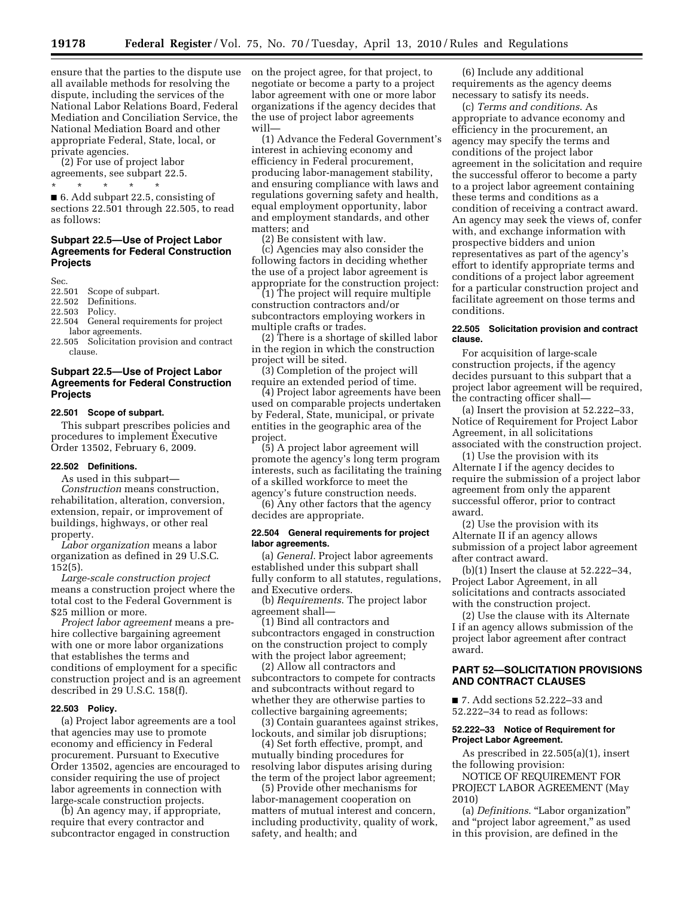ensure that the parties to the dispute use all available methods for resolving the dispute, including the services of the National Labor Relations Board, Federal Mediation and Conciliation Service, the National Mediation Board and other appropriate Federal, State, local, or private agencies.

(2) For use of project labor agreements, see subpart 22.5.

\* \* \* \* \*

■ 6. Add subpart 22.5, consisting of sections 22.501 through 22.505, to read as follows:

## Subpart 22.5—Use of Project Labor Agreements for Federal Construction Projects

Sec.
22.501 Scope of subpart.
22.502 Definitions.
22.503 Policy.
22.504 General requirements for project labor agreements.
22.505 Solicitation provision and contract clause.

## Subpart 22.5—Use of Project Labor Agreements for Federal Construction Projects

### 22.501 Scope of subpart.

This subpart prescribes policies and procedures to implement Executive Order 13502, February 6, 2009.

### 22.502 Definitions.

As used in this subpart—

*Construction* means construction, rehabilitation, alteration, conversion, extension, repair, or improvement of buildings, highways, or other real property.

*Labor organization* means a labor organization as defined in 29 U.S.C. 152(5).

*Large-scale construction project* means a construction project where the total cost to the Federal Government is $25 million or more.

*Project labor agreement* means a pre-hire collective bargaining agreement with one or more labor organizations that establishes the terms and conditions of employment for a specific construction project and is an agreement described in 29 U.S.C. 158(f).

### 22.503 Policy.

(a) Project labor agreements are a tool that agencies may use to promote economy and efficiency in Federal procurement. Pursuant to Executive Order 13502, agencies are encouraged to consider requiring the use of project labor agreements in connection with large-scale construction projects.

(b) An agency may, if appropriate, require that every contractor and subcontractor engaged in construction on the project agree, for that project, to negotiate or become a party to a project labor agreement with one or more labor organizations if the agency decides that the use of project labor agreements will—

(1) Advance the Federal Government's interest in achieving economy and efficiency in Federal procurement, producing labor-management stability, and ensuring compliance with laws and regulations governing safety and health, equal employment opportunity, labor and employment standards, and other matters; and

(2) Be consistent with law.

(c) Agencies may also consider the following factors in deciding whether the use of a project labor agreement is appropriate for the construction project:

(1) The project will require multiple construction contractors and/or subcontractors employing workers in multiple crafts or trades.

(2) There is a shortage of skilled labor in the region in which the construction project will be sited.

(3) Completion of the project will require an extended period of time.

(4) Project labor agreements have been used on comparable projects undertaken by Federal, State, municipal, or private entities in the geographic area of the project.

(5) A project labor agreement will promote the agency's long term program interests, such as facilitating the training of a skilled workforce to meet the agency's future construction needs.

(6) Any other factors that the agency decides are appropriate.

### 22.504 General requirements for project labor agreements.

(a) *General*. Project labor agreements established under this subpart shall fully conform to all statutes, regulations, and Executive orders.

(b) *Requirements*. The project labor agreement shall—

(1) Bind all contractors and subcontractors engaged in construction on the construction project to comply with the project labor agreement;

(2) Allow all contractors and subcontractors to compete for contracts and subcontracts without regard to whether they are otherwise parties to collective bargaining agreements;

(3) Contain guarantees against strikes, lockouts, and similar job disruptions;

(4) Set forth effective, prompt, and mutually binding procedures for resolving labor disputes arising during the term of the project labor agreement;

(5) Provide other mechanisms for labor-management cooperation on matters of mutual interest and concern, including productivity, quality of work, safety, and health; and

(6) Include any additional requirements as the agency deems necessary to satisfy its needs.

(c) *Terms and conditions*. As appropriate to advance economy and efficiency in the procurement, an agency may specify the terms and conditions of the project labor agreement in the solicitation and require the successful offeror to become a party to a project labor agreement containing these terms and conditions as a condition of receiving a contract award. An agency may seek the views of, confer with, and exchange information with prospective bidders and union representatives as part of the agency's effort to identify appropriate terms and conditions of a project labor agreement for a particular construction project and facilitate agreement on those terms and conditions.

### 22.505 Solicitation provision and contract clause.

For acquisition of large-scale construction projects, if the agency decides pursuant to this subpart that a project labor agreement will be required, the contracting officer shall—

(a) Insert the provision at 52.222–33, Notice of Requirement for Project Labor Agreement, in all solicitations associated with the construction project.

(1) Use the provision with its Alternate I if the agency decides to require the submission of a project labor agreement from only the apparent successful offeror, prior to contract award.

(2) Use the provision with its Alternate II if an agency allows submission of a project labor agreement after contract award.

(b)(1) Insert the clause at 52.222–34, Project Labor Agreement, in all solicitations and contracts associated with the construction project.

(2) Use the clause with its Alternate I if an agency allows submission of the project labor agreement after contract award.

## PART 52—SOLICITATION PROVISIONS AND CONTRACT CLAUSES

■ 7. Add sections 52.222–33 and 52.222–34 to read as follows:

### 52.222–33 Notice of Requirement for Project Labor Agreement.

As prescribed in 22.505(a)(1), insert the following provision:

NOTICE OF REQUIREMENT FOR PROJECT LABOR AGREEMENT (May 2010)

(a) *Definitions*. "Labor organization" and "project labor agreement," as used in this provision, are defined in the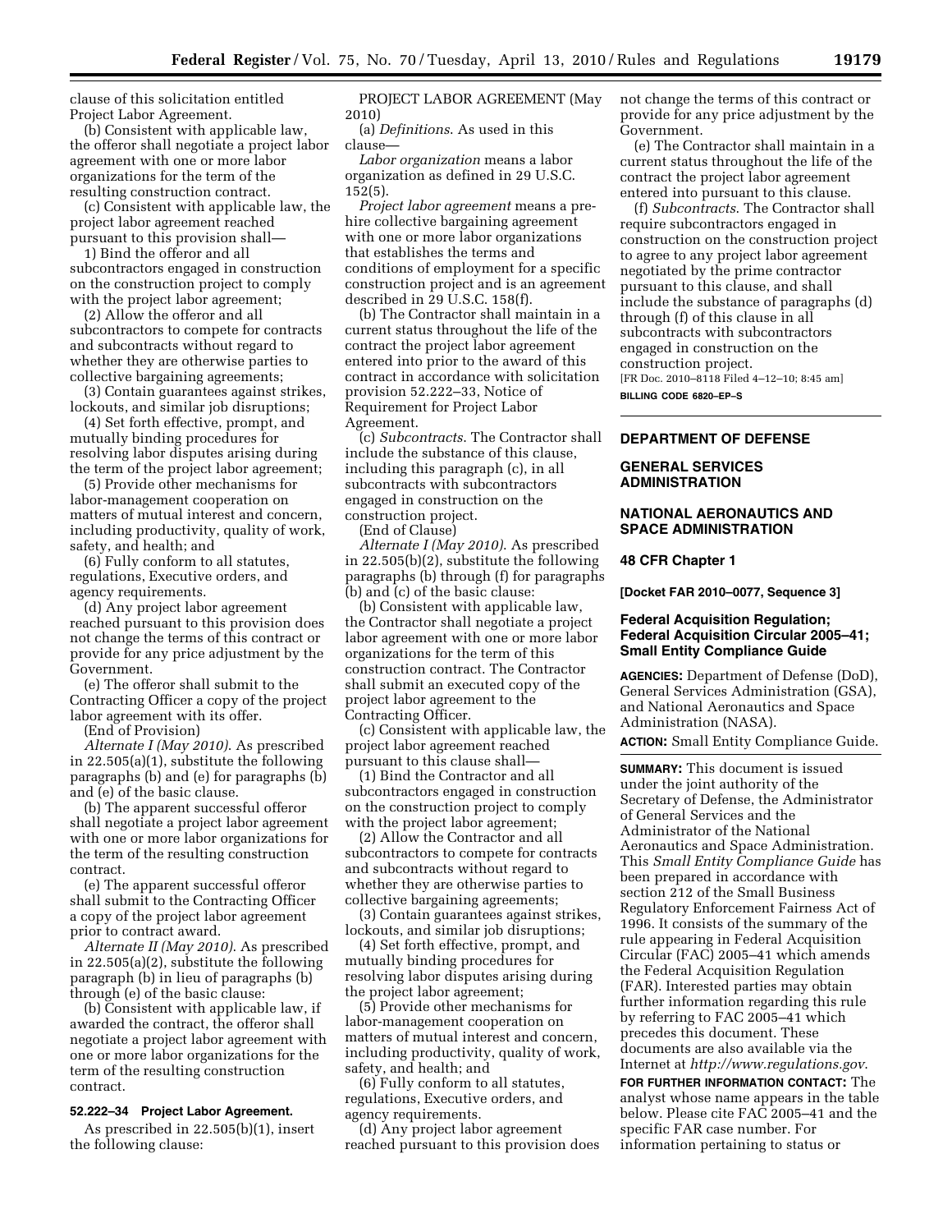clause of this solicitation entitled Project Labor Agreement.

(b) Consistent with applicable law, the offeror shall negotiate a project labor agreement with one or more labor organizations for the term of the resulting construction contract.

(c) Consistent with applicable law, the project labor agreement reached pursuant to this provision shall—

1) Bind the offeror and all subcontractors engaged in construction on the construction project to comply with the project labor agreement;

(2) Allow the offeror and all subcontractors to compete for contracts and subcontracts without regard to whether they are otherwise parties to collective bargaining agreements;

(3) Contain guarantees against strikes, lockouts, and similar job disruptions;

(4) Set forth effective, prompt, and mutually binding procedures for resolving labor disputes arising during the term of the project labor agreement;

(5) Provide other mechanisms for labor-management cooperation on matters of mutual interest and concern, including productivity, quality of work, safety, and health; and

(6) Fully conform to all statutes, regulations, Executive orders, and agency requirements.

(d) Any project labor agreement reached pursuant to this provision does not change the terms of this contract or provide for any price adjustment by the Government.

(e) The offeror shall submit to the Contracting Officer a copy of the project labor agreement with its offer.

(End of Provision)

*Alternate I (May 2010).* As prescribed in 22.505(a)(1), substitute the following paragraphs (b) and (e) for paragraphs (b) and (e) of the basic clause.

(b) The apparent successful offeror shall negotiate a project labor agreement with one or more labor organizations for the term of the resulting construction contract.

(e) The apparent successful offeror shall submit to the Contracting Officer a copy of the project labor agreement prior to contract award.

*Alternate II (May 2010).* As prescribed in 22.505(a)(2), substitute the following paragraph (b) in lieu of paragraphs (b) through (e) of the basic clause:

(b) Consistent with applicable law, if awarded the contract, the offeror shall negotiate a project labor agreement with one or more labor organizations for the term of the resulting construction contract.

**52.222–34 Project Labor Agreement.**

As prescribed in 22.505(b)(1), insert the following clause:

PROJECT LABOR AGREEMENT (May 2010)

(a) *Definitions.* As used in this clause—

*Labor organization* means a labor organization as defined in 29 U.S.C. 152(5).

*Project labor agreement* means a pre-hire collective bargaining agreement with one or more labor organizations that establishes the terms and conditions of employment for a specific construction project and is an agreement described in 29 U.S.C. 158(f).

(b) The Contractor shall maintain in a current status throughout the life of the contract the project labor agreement entered into prior to the award of this contract in accordance with solicitation provision 52.222–33, Notice of Requirement for Project Labor Agreement.

(c) *Subcontracts.* The Contractor shall include the substance of this clause, including this paragraph (c), in all subcontracts with subcontractors engaged in construction on the construction project.

(End of Clause)

*Alternate I (May 2010).* As prescribed in 22.505(b)(2), substitute the following paragraphs (b) through (f) for paragraphs (b) and (c) of the basic clause:

(b) Consistent with applicable law, the Contractor shall negotiate a project labor agreement with one or more labor organizations for the term of this construction contract. The Contractor shall submit an executed copy of the project labor agreement to the Contracting Officer.

(c) Consistent with applicable law, the project labor agreement reached pursuant to this clause shall—

(1) Bind the Contractor and all subcontractors engaged in construction on the construction project to comply with the project labor agreement;

(2) Allow the Contractor and all subcontractors to compete for contracts and subcontracts without regard to whether they are otherwise parties to collective bargaining agreements;

(3) Contain guarantees against strikes, lockouts, and similar job disruptions;

(4) Set forth effective, prompt, and mutually binding procedures for resolving labor disputes arising during the project labor agreement;

(5) Provide other mechanisms for labor-management cooperation on matters of mutual interest and concern, including productivity, quality of work, safety, and health; and

(6) Fully conform to all statutes, regulations, Executive orders, and agency requirements.

(d) Any project labor agreement reached pursuant to this provision does not change the terms of this contract or provide for any price adjustment by the Government.

(e) The Contractor shall maintain in a current status throughout the life of the contract the project labor agreement entered into pursuant to this clause.

(f) *Subcontracts.* The Contractor shall require subcontractors engaged in construction on the construction project to agree to any project labor agreement negotiated by the prime contractor pursuant to this clause, and shall include the substance of paragraphs (d) through (f) of this clause in all subcontracts with subcontractors engaged in construction on the construction project.

[FR Doc. 2010–8118 Filed 4–12–10; 8:45 am]

**BILLING CODE 6820–EP–S**

---

**DEPARTMENT OF DEFENSE**

**GENERAL SERVICES ADMINISTRATION**

**NATIONAL AERONAUTICS AND SPACE ADMINISTRATION**

**48 CFR Chapter 1**

**[Docket FAR 2010–0077, Sequence 3]**

## Federal Acquisition Regulation; Federal Acquisition Circular 2005–41; Small Entity Compliance Guide

**AGENCIES:** Department of Defense (DoD), General Services Administration (GSA), and National Aeronautics and Space Administration (NASA).

**ACTION:** Small Entity Compliance Guide.

**SUMMARY:** This document is issued under the joint authority of the Secretary of Defense, the Administrator of General Services and the Administrator of the National Aeronautics and Space Administration. This *Small Entity Compliance Guide* has been prepared in accordance with section 212 of the Small Business Regulatory Enforcement Fairness Act of 1996. It consists of the summary of the rule appearing in Federal Acquisition Circular (FAC) 2005–41 which amends the Federal Acquisition Regulation (FAR). Interested parties may obtain further information regarding this rule by referring to FAC 2005–41 which precedes this document. These documents are also available via the Internet at *http://www.regulations.gov*.

**FOR FURTHER INFORMATION CONTACT:** The analyst whose name appears in the table below. Please cite FAC 2005–41 and the specific FAR case number. For information pertaining to status or